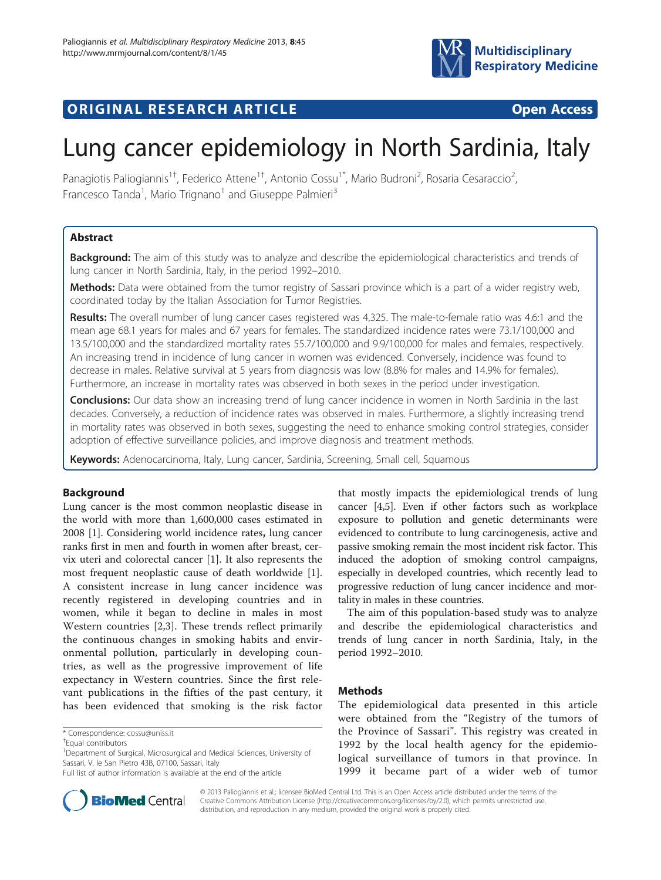ORIGINAL RESEARCH ARTICLE Open Access

# Lung cancer epidemiology in North Sardinia, Italy

Panagiotis Paliogiannis[1†], Federico Attene[1†], Antonio Cossu[1*], Mario Budroni[2], Rosaria Cesaraccio[2], Francesco Tanda[1], Mario Trignano[1] and Giuseppe Palmieri[3]

## Abstract

**Background:** The aim of this study was to analyze and describe the epidemiological characteristics and trends of lung cancer in North Sardinia, Italy, in the period 1992–2010.

**Methods:** Data were obtained from the tumor registry of Sassari province which is a part of a wider registry web, coordinated today by the Italian Association for Tumor Registries.

**Results:** The overall number of lung cancer cases registered was 4,325. The male-to-female ratio was 4.6:1 and the mean age 68.1 years for males and 67 years for females. The standardized incidence rates were 73.1/100,000 and 13.5/100,000 and the standardized mortality rates 55.7/100,000 and 9.9/100,000 for males and females, respectively. An increasing trend in incidence of lung cancer in women was evidenced. Conversely, incidence was found to decrease in males. Relative survival at 5 years from diagnosis was low (8.8% for males and 14.9% for females). Furthermore, an increase in mortality rates was observed in both sexes in the period under investigation.

**Conclusions:** Our data show an increasing trend of lung cancer incidence in women in North Sardinia in the last decades. Conversely, a reduction of incidence rates was observed in males. Furthermore, a slightly increasing trend in mortality rates was observed in both sexes, suggesting the need to enhance smoking control strategies, consider adoption of effective surveillance policies, and improve diagnosis and treatment methods.

**Keywords:** Adenocarcinoma, Italy, Lung cancer, Sardinia, Screening, Small cell, Squamous

## Background

Lung cancer is the most common neoplastic disease in the world with more than 1,600,000 cases estimated in 2008 [1]. Considering world incidence rates**,** lung cancer ranks first in men and fourth in women after breast, cervix uteri and colorectal cancer [1]. It also represents the most frequent neoplastic cause of death worldwide [1]. A consistent increase in lung cancer incidence was recently registered in developing countries and in women, while it began to decline in males in most Western countries [2,3]. These trends reflect primarily the continuous changes in smoking habits and environmental pollution, particularly in developing countries, as well as the progressive improvement of life expectancy in Western countries. Since the first relevant publications in the fifties of the past century, it has been evidenced that smoking is the risk factor that mostly impacts the epidemiological trends of lung cancer [4,5]. Even if other factors such as workplace exposure to pollution and genetic determinants were evidenced to contribute to lung carcinogenesis, active and passive smoking remain the most incident risk factor. This induced the adoption of smoking control campaigns, especially in developed countries, which recently lead to progressive reduction of lung cancer incidence and mortality in males in these countries.

The aim of this population-based study was to analyze and describe the epidemiological characteristics and trends of lung cancer in north Sardinia, Italy, in the period 1992–2010.

## Methods

The epidemiological data presented in this article were obtained from the "Registry of the tumors of the Province of Sassari". This registry was created in 1992 by the local health agency for the epidemiological surveillance of tumors in that province. In 1999 it became part of a wider web of tumor

\* Correspondence: cossu@uniss.it
†Equal contributors
[1]Department of Surgical, Microsurgical and Medical Sciences, University of Sassari, V. le San Pietro 43B, 07100, Sassari, Italy
Full list of author information is available at the end of the article

© 2013 Paliogiannis et al.; licensee BioMed Central Ltd. This is an Open Access article distributed under the terms of the Creative Commons Attribution License (http://creativecommons.org/licenses/by/2.0), which permits unrestricted use, distribution, and reproduction in any medium, provided the original work is properly cited.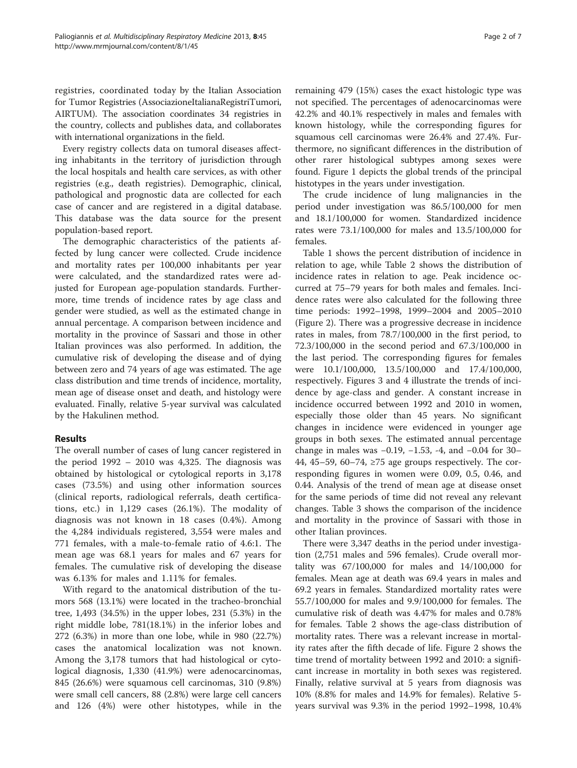registries, coordinated today by the Italian Association for Tumor Registries (AssociazioneItalianaRegistriTumori, AIRTUM). The association coordinates 34 registries in the country, collects and publishes data, and collaborates with international organizations in the field.

Every registry collects data on tumoral diseases affecting inhabitants in the territory of jurisdiction through the local hospitals and health care services, as with other registries (e.g., death registries). Demographic, clinical, pathological and prognostic data are collected for each case of cancer and are registered in a digital database. This database was the data source for the present population-based report.

The demographic characteristics of the patients affected by lung cancer were collected. Crude incidence and mortality rates per 100,000 inhabitants per year were calculated, and the standardized rates were adjusted for European age-population standards. Furthermore, time trends of incidence rates by age class and gender were studied, as well as the estimated change in annual percentage. A comparison between incidence and mortality in the province of Sassari and those in other Italian provinces was also performed. In addition, the cumulative risk of developing the disease and of dying between zero and 74 years of age was estimated. The age class distribution and time trends of incidence, mortality, mean age of disease onset and death, and histology were evaluated. Finally, relative 5-year survival was calculated by the Hakulinen method.

## Results

The overall number of cases of lung cancer registered in the period 1992 – 2010 was 4,325. The diagnosis was obtained by histological or cytological reports in 3,178 cases (73.5%) and using other information sources (clinical reports, radiological referrals, death certifications, etc.) in 1,129 cases (26.1%). The modality of diagnosis was not known in 18 cases (0.4%). Among the 4,284 individuals registered, 3,554 were males and 771 females, with a male-to-female ratio of 4.6:1. The mean age was 68.1 years for males and 67 years for females. The cumulative risk of developing the disease was 6.13% for males and 1.11% for females.

With regard to the anatomical distribution of the tumors 568 (13.1%) were located in the tracheo-bronchial tree, 1,493 (34.5%) in the upper lobes, 231 (5.3%) in the right middle lobe, 781(18.1%) in the inferior lobes and 272 (6.3%) in more than one lobe, while in 980 (22.7%) cases the anatomical localization was not known. Among the 3,178 tumors that had histological or cytological diagnosis, 1,330 (41.9%) were adenocarcinomas, 845 (26.6%) were squamous cell carcinomas, 310 (9.8%) were small cell cancers, 88 (2.8%) were large cell cancers and 126 (4%) were other histotypes, while in the remaining 479 (15%) cases the exact histologic type was not specified. The percentages of adenocarcinomas were 42.2% and 40.1% respectively in males and females with known histology, while the corresponding figures for squamous cell carcinomas were 26.4% and 27.4%. Furthermore, no significant differences in the distribution of other rarer histological subtypes among sexes were found. Figure 1 depicts the global trends of the principal histotypes in the years under investigation.

The crude incidence of lung malignancies in the period under investigation was 86.5/100,000 for men and 18.1/100,000 for women. Standardized incidence rates were 73.1/100,000 for males and 13.5/100,000 for females.

Table 1 shows the percent distribution of incidence in relation to age, while Table 2 shows the distribution of incidence rates in relation to age. Peak incidence occurred at 75–79 years for both males and females. Incidence rates were also calculated for the following three time periods: 1992–1998, 1999–2004 and 2005–2010 (Figure 2). There was a progressive decrease in incidence rates in males, from 78.7/100,000 in the first period, to 72.3/100,000 in the second period and 67.3/100,000 in the last period. The corresponding figures for females were 10.1/100,000, 13.5/100,000 and 17.4/100,000, respectively. Figures 3 and 4 illustrate the trends of incidence by age-class and gender. A constant increase in incidence occurred between 1992 and 2010 in women, especially those older than 45 years. No significant changes in incidence were evidenced in younger age groups in both sexes. The estimated annual percentage change in males was −0.19, −1.53, -4, and −0.04 for 30–44, 45–59, 60–74, ≥75 age groups respectively. The corresponding figures in women were 0.09, 0.5, 0.46, and 0.44. Analysis of the trend of mean age at disease onset for the same periods of time did not reveal any relevant changes. Table 3 shows the comparison of the incidence and mortality in the province of Sassari with those in other Italian provinces.

There were 3,347 deaths in the period under investigation (2,751 males and 596 females). Crude overall mortality was 67/100,000 for males and 14/100,000 for females. Mean age at death was 69.4 years in males and 69.2 years in females. Standardized mortality rates were 55.7/100,000 for males and 9.9/100,000 for females. The cumulative risk of death was 4.47% for males and 0.78% for females. Table 2 shows the age-class distribution of mortality rates. There was a relevant increase in mortality rates after the fifth decade of life. Figure 2 shows the time trend of mortality between 1992 and 2010: a significant increase in mortality in both sexes was registered. Finally, relative survival at 5 years from diagnosis was 10% (8.8% for males and 14.9% for females). Relative 5-years survival was 9.3% in the period 1992–1998, 10.4%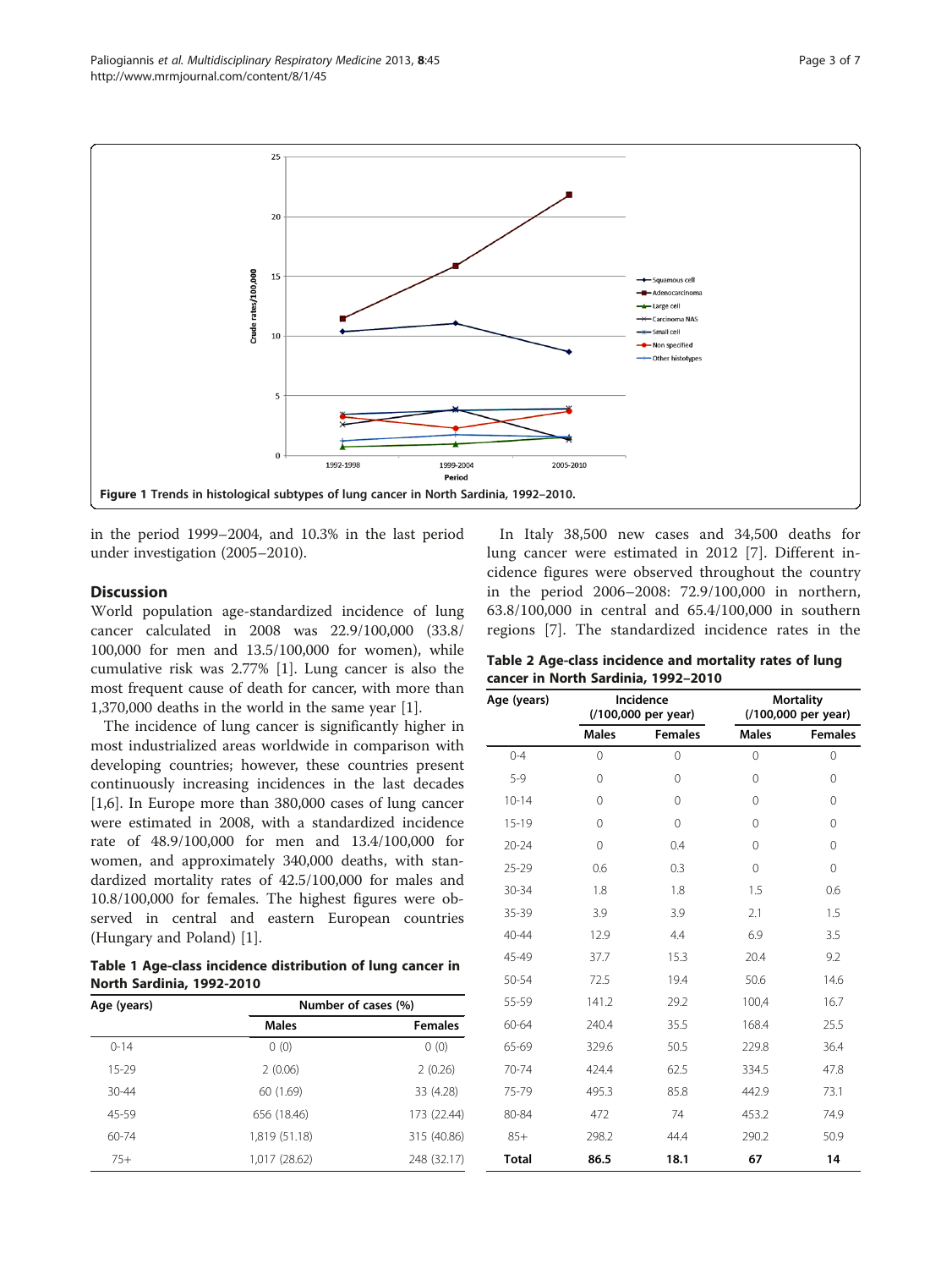Figure 1 Trends in histological subtypes of lung cancer in North Sardinia, 1992–2010.

in the period 1999–2004, and 10.3% in the last period under investigation (2005–2010).

## Discussion

World population age-standardized incidence of lung cancer calculated in 2008 was 22.9/100,000 (33.8/100,000 for men and 13.5/100,000 for women), while cumulative risk was 2.77% [1]. Lung cancer is also the most frequent cause of death for cancer, with more than 1,370,000 deaths in the world in the same year [1].

The incidence of lung cancer is significantly higher in most industrialized areas worldwide in comparison with developing countries; however, these countries present continuously increasing incidences in the last decades [1,6]. In Europe more than 380,000 cases of lung cancer were estimated in 2008, with a standardized incidence rate of 48.9/100,000 for men and 13.4/100,000 for women, and approximately 340,000 deaths, with standardized mortality rates of 42.5/100,000 for males and 10.8/100,000 for females. The highest figures were observed in central and eastern European countries (Hungary and Poland) [1].

**Table 1 Age-class incidence distribution of lung cancer in North Sardinia, 1992-2010**

| Age (years) | Number of cases (%) | |
|---|---|---|
| | Males | Females |
| 0-14 | 0 (0) | 0 (0) |
| 15-29 | 2 (0.06) | 2 (0.26) |
| 30-44 | 60 (1.69) | 33 (4.28) |
| 45-59 | 656 (18.46) | 173 (22.44) |
| 60-74 | 1,819 (51.18) | 315 (40.86) |
| 75+ | 1,017 (28.62) | 248 (32.17) |

In Italy 38,500 new cases and 34,500 deaths for lung cancer were estimated in 2012 [7]. Different incidence figures were observed throughout the country in the period 2006–2008: 72.9/100,000 in northern, 63.8/100,000 in central and 65.4/100,000 in southern regions [7]. The standardized incidence rates in the

**Table 2 Age-class incidence and mortality rates of lung cancer in North Sardinia, 1992–2010**

| Age (years) | Incidence (/100,000 per year) | | Mortality (/100,000 per year) | |
|---|---|---|---|---|
| | Males | Females | Males | Females |
| 0-4 | 0 | 0 | 0 | 0 |
| 5-9 | 0 | 0 | 0 | 0 |
| 10-14 | 0 | 0 | 0 | 0 |
| 15-19 | 0 | 0 | 0 | 0 |
| 20-24 | 0 | 0.4 | 0 | 0 |
| 25-29 | 0.6 | 0.3 | 0 | 0 |
| 30-34 | 1.8 | 1.8 | 1.5 | 0.6 |
| 35-39 | 3.9 | 3.9 | 2.1 | 1.5 |
| 40-44 | 12.9 | 4.4 | 6.9 | 3.5 |
| 45-49 | 37.7 | 15.3 | 20.4 | 9.2 |
| 50-54 | 72.5 | 19.4 | 50.6 | 14.6 |
| 55-59 | 141.2 | 29.2 | 100,4 | 16.7 |
| 60-64 | 240.4 | 35.5 | 168.4 | 25.5 |
| 65-69 | 329.6 | 50.5 | 229.8 | 36.4 |
| 70-74 | 424.4 | 62.5 | 334.5 | 47.8 |
| 75-79 | 495.3 | 85.8 | 442.9 | 73.1 |
| 80-84 | 472 | 74 | 453.2 | 74.9 |
| 85+ | 298.2 | 44.4 | 290.2 | 50.9 |
| **Total** | **86.5** | **18.1** | **67** | **14** |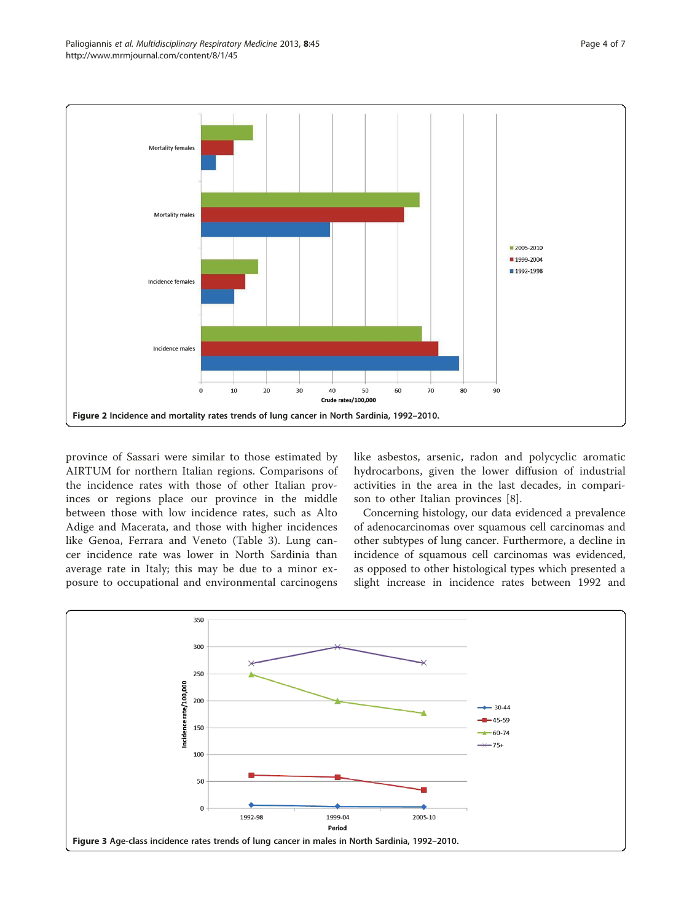Figure 2 Incidence and mortality rates trends of lung cancer in North Sardinia, 1992–2010.

province of Sassari were similar to those estimated by AIRTUM for northern Italian regions. Comparisons of the incidence rates with those of other Italian provinces or regions place our province in the middle between those with low incidence rates, such as Alto Adige and Macerata, and those with higher incidences like Genoa, Ferrara and Veneto (Table 3). Lung cancer incidence rate was lower in North Sardinia than average rate in Italy; this may be due to a minor exposure to occupational and environmental carcinogens like asbestos, arsenic, radon and polycyclic aromatic hydrocarbons, given the lower diffusion of industrial activities in the area in the last decades, in comparison to other Italian provinces [8].

Concerning histology, our data evidenced a prevalence of adenocarcinomas over squamous cell carcinomas and other subtypes of lung cancer. Furthermore, a decline in incidence of squamous cell carcinomas was evidenced, as opposed to other histological types which presented a slight increase in incidence rates between 1992 and

Figure 3 Age-class incidence rates trends of lung cancer in males in North Sardinia, 1992–2010.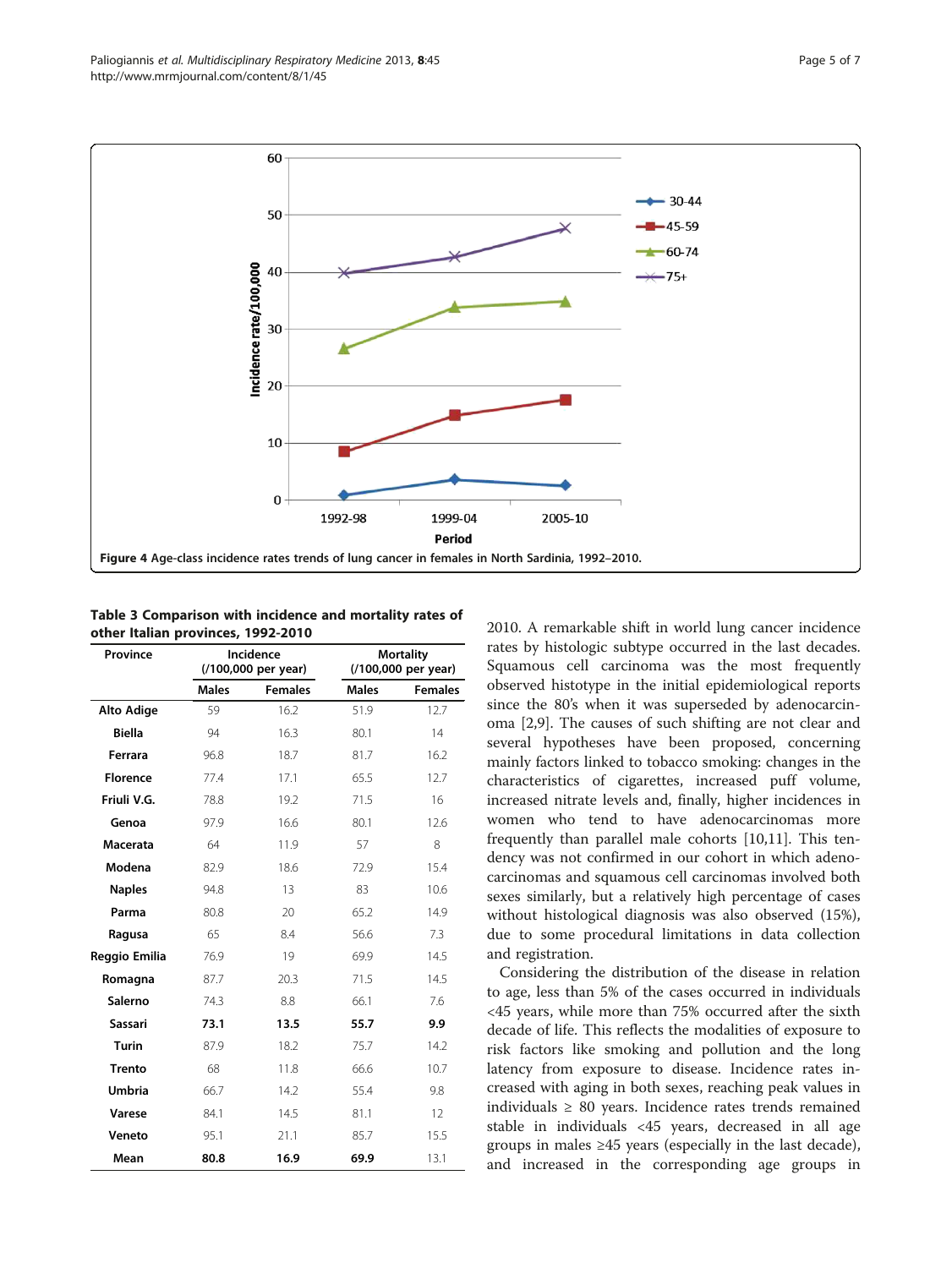Figure 4 Age-class incidence rates trends of lung cancer in females in North Sardinia, 1992–2010.

**Table 3 Comparison with incidence and mortality rates of other Italian provinces, 1992-2010**

| Province | Incidence (/100,000 per year) | | Mortality (/100,000 per year) | |
|---|---|---|---|---|
| | Males | Females | Males | Females |
| **Alto Adige** | 59 | 16.2 | 51.9 | 12.7 |
| **Biella** | 94 | 16.3 | 80.1 | 14 |
| **Ferrara** | 96.8 | 18.7 | 81.7 | 16.2 |
| **Florence** | 77.4 | 17.1 | 65.5 | 12.7 |
| **Friuli V.G.** | 78.8 | 19.2 | 71.5 | 16 |
| **Genoa** | 97.9 | 16.6 | 80.1 | 12.6 |
| **Macerata** | 64 | 11.9 | 57 | 8 |
| **Modena** | 82.9 | 18.6 | 72.9 | 15.4 |
| **Naples** | 94.8 | 13 | 83 | 10.6 |
| **Parma** | 80.8 | 20 | 65.2 | 14.9 |
| **Ragusa** | 65 | 8.4 | 56.6 | 7.3 |
| **Reggio Emilia** | 76.9 | 19 | 69.9 | 14.5 |
| **Romagna** | 87.7 | 20.3 | 71.5 | 14.5 |
| **Salerno** | 74.3 | 8.8 | 66.1 | 7.6 |
| **Sassari** | **73.1** | **13.5** | **55.7** | **9.9** |
| **Turin** | 87.9 | 18.2 | 75.7 | 14.2 |
| **Trento** | 68 | 11.8 | 66.6 | 10.7 |
| **Umbria** | 66.7 | 14.2 | 55.4 | 9.8 |
| **Varese** | 84.1 | 14.5 | 81.1 | 12 |
| **Veneto** | 95.1 | 21.1 | 85.7 | 15.5 |
| **Mean** | **80.8** | **16.9** | **69.9** | 13.1 |

2010. A remarkable shift in world lung cancer incidence rates by histologic subtype occurred in the last decades. Squamous cell carcinoma was the most frequently observed histotype in the initial epidemiological reports since the 80's when it was superseded by adenocarcinoma [2,9]. The causes of such shifting are not clear and several hypotheses have been proposed, concerning mainly factors linked to tobacco smoking: changes in the characteristics of cigarettes, increased puff volume, increased nitrate levels and, finally, higher incidences in women who tend to have adenocarcinomas more frequently than parallel male cohorts [10,11]. This tendency was not confirmed in our cohort in which adenocarcinomas and squamous cell carcinomas involved both sexes similarly, but a relatively high percentage of cases without histological diagnosis was also observed (15%), due to some procedural limitations in data collection and registration.

Considering the distribution of the disease in relation to age, less than 5% of the cases occurred in individuals <45 years, while more than 75% occurred after the sixth decade of life. This reflects the modalities of exposure to risk factors like smoking and pollution and the long latency from exposure to disease. Incidence rates increased with aging in both sexes, reaching peak values in individuals ≥ 80 years. Incidence rates trends remained stable in individuals <45 years, decreased in all age groups in males ≥45 years (especially in the last decade), and increased in the corresponding age groups in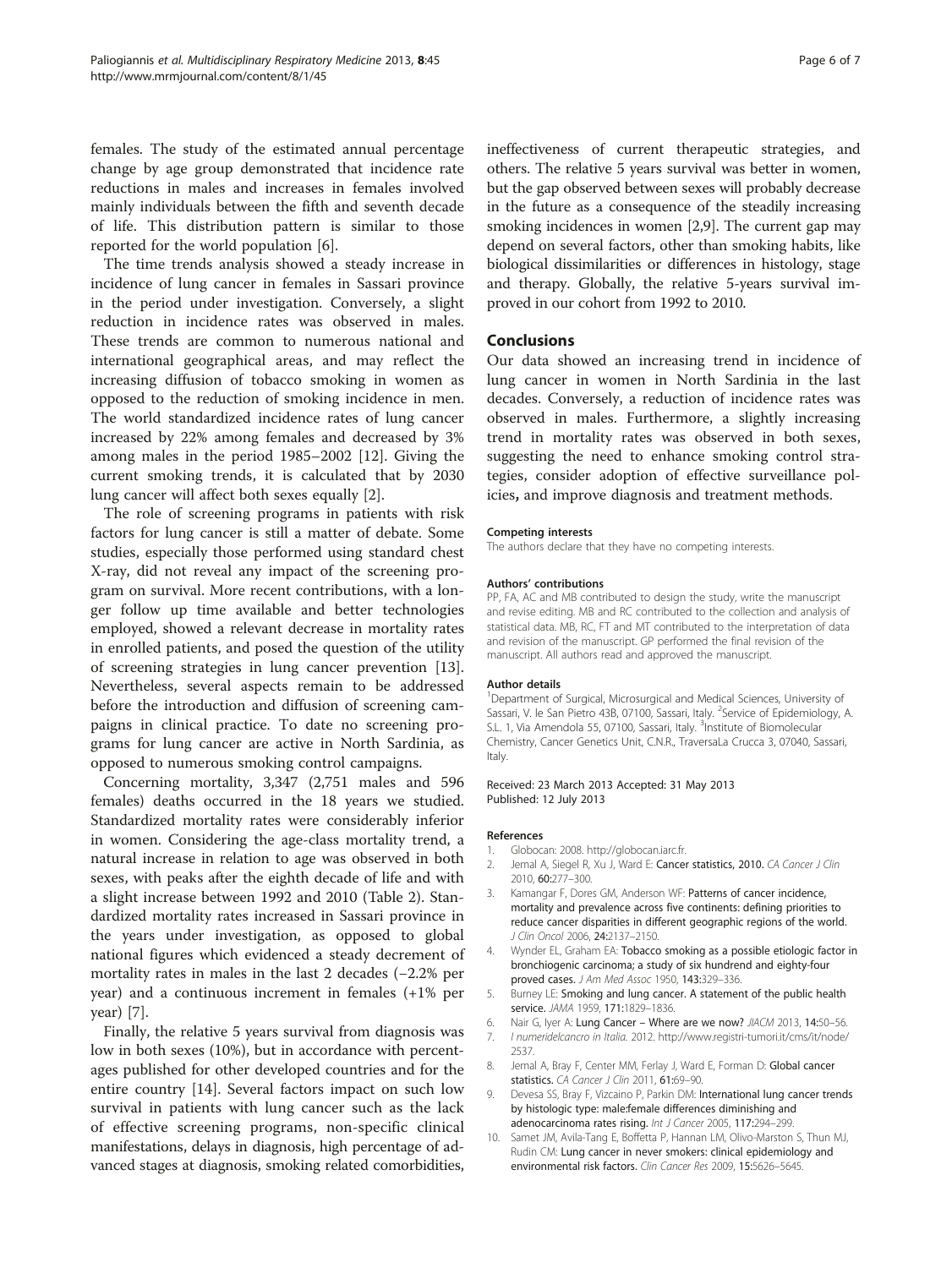females. The study of the estimated annual percentage change by age group demonstrated that incidence rate reductions in males and increases in females involved mainly individuals between the fifth and seventh decade of life. This distribution pattern is similar to those reported for the world population [6].

The time trends analysis showed a steady increase in incidence of lung cancer in females in Sassari province in the period under investigation. Conversely, a slight reduction in incidence rates was observed in males. These trends are common to numerous national and international geographical areas, and may reflect the increasing diffusion of tobacco smoking in women as opposed to the reduction of smoking incidence in men. The world standardized incidence rates of lung cancer increased by 22% among females and decreased by 3% among males in the period 1985–2002 [12]. Giving the current smoking trends, it is calculated that by 2030 lung cancer will affect both sexes equally [2].

The role of screening programs in patients with risk factors for lung cancer is still a matter of debate. Some studies, especially those performed using standard chest X-ray, did not reveal any impact of the screening program on survival. More recent contributions, with a longer follow up time available and better technologies employed, showed a relevant decrease in mortality rates in enrolled patients, and posed the question of the utility of screening strategies in lung cancer prevention [13]. Nevertheless, several aspects remain to be addressed before the introduction and diffusion of screening campaigns in clinical practice. To date no screening programs for lung cancer are active in North Sardinia, as opposed to numerous smoking control campaigns.

Concerning mortality, 3,347 (2,751 males and 596 females) deaths occurred in the 18 years we studied. Standardized mortality rates were considerably inferior in women. Considering the age-class mortality trend, a natural increase in relation to age was observed in both sexes, with peaks after the eighth decade of life and with a slight increase between 1992 and 2010 (Table 2). Standardized mortality rates increased in Sassari province in the years under investigation, as opposed to global national figures which evidenced a steady decrement of mortality rates in males in the last 2 decades (−2.2% per year) and a continuous increment in females (+1% per year) [7].

Finally, the relative 5 years survival from diagnosis was low in both sexes (10%), but in accordance with percentages published for other developed countries and for the entire country [14]. Several factors impact on such low survival in patients with lung cancer such as the lack of effective screening programs, non-specific clinical manifestations, delays in diagnosis, high percentage of advanced stages at diagnosis, smoking related comorbidities, ineffectiveness of current therapeutic strategies, and others. The relative 5 years survival was better in women, but the gap observed between sexes will probably decrease in the future as a consequence of the steadily increasing smoking incidences in women [2,9]. The current gap may depend on several factors, other than smoking habits, like biological dissimilarities or differences in histology, stage and therapy. Globally, the relative 5-years survival improved in our cohort from 1992 to 2010.

## Conclusions

Our data showed an increasing trend in incidence of lung cancer in women in North Sardinia in the last decades. Conversely, a reduction of incidence rates was observed in males. Furthermore, a slightly increasing trend in mortality rates was observed in both sexes, suggesting the need to enhance smoking control strategies, consider adoption of effective surveillance policies, and improve diagnosis and treatment methods.

#### Competing interests

The authors declare that they have no competing interests.

#### Authors' contributions

PP, FA, AC and MB contributed to design the study, write the manuscript and revise editing. MB and RC contributed to the collection and analysis of statistical data. MB, RC, FT and MT contributed to the interpretation of data and revision of the manuscript. GP performed the final revision of the manuscript. All authors read and approved the manuscript.

#### Author details

[1]Department of Surgical, Microsurgical and Medical Sciences, University of Sassari, V. le San Pietro 43B, 07100, Sassari, Italy. [2]Service of Epidemiology, A. S.L. 1, Via Amendola 55, 07100, Sassari, Italy. [3]Institute of Biomolecular Chemistry, Cancer Genetics Unit, C.N.R., TraversaLa Crucca 3, 07040, Sassari, Italy.

Received: 23 March 2013 Accepted: 31 May 2013
Published: 12 July 2013

#### References

1. Globocan: 2008. http://globocan.iarc.fr.
2. Jemal A, Siegel R, Xu J, Ward E: **Cancer statistics, 2010.** *CA Cancer J Clin* 2010, **60:**277–300.
3. Kamangar F, Dores GM, Anderson WF: **Patterns of cancer incidence, mortality and prevalence across five continents: defining priorities to reduce cancer disparities in different geographic regions of the world.** *J Clin Oncol* 2006, **24:**2137–2150.
4. Wynder EL, Graham EA: **Tobacco smoking as a possible etiologic factor in bronchiogenic carcinoma; a study of six hundrend and eighty-four proved cases.** *J Am Med Assoc* 1950, **143:**329–336.
5. Burney LE: **Smoking and lung cancer. A statement of the public health service.** *JAMA* 1959, **171:**1829–1836.
6. Nair G, Iyer A: **Lung Cancer – Where are we now?** *JIACM* 2013, **14:**50–56.
7. *I numeridelcancro in Italia.* 2012. http://www.registri-tumori.it/cms/it/node/2537.
8. Jemal A, Bray F, Center MM, Ferlay J, Ward E, Forman D: **Global cancer statistics.** *CA Cancer J Clin* 2011, **61:**69–90.
9. Devesa SS, Bray F, Vizcaino P, Parkin DM: **International lung cancer trends by histologic type: male:female differences diminishing and adenocarcinoma rates rising.** *Int J Cancer* 2005, **117:**294–299.
10. Samet JM, Avila-Tang E, Boffetta P, Hannan LM, Olivo-Marston S, Thun MJ, Rudin CM: **Lung cancer in never smokers: clinical epidemiology and environmental risk factors.** *Clin Cancer Res* 2009, **15:**5626–5645.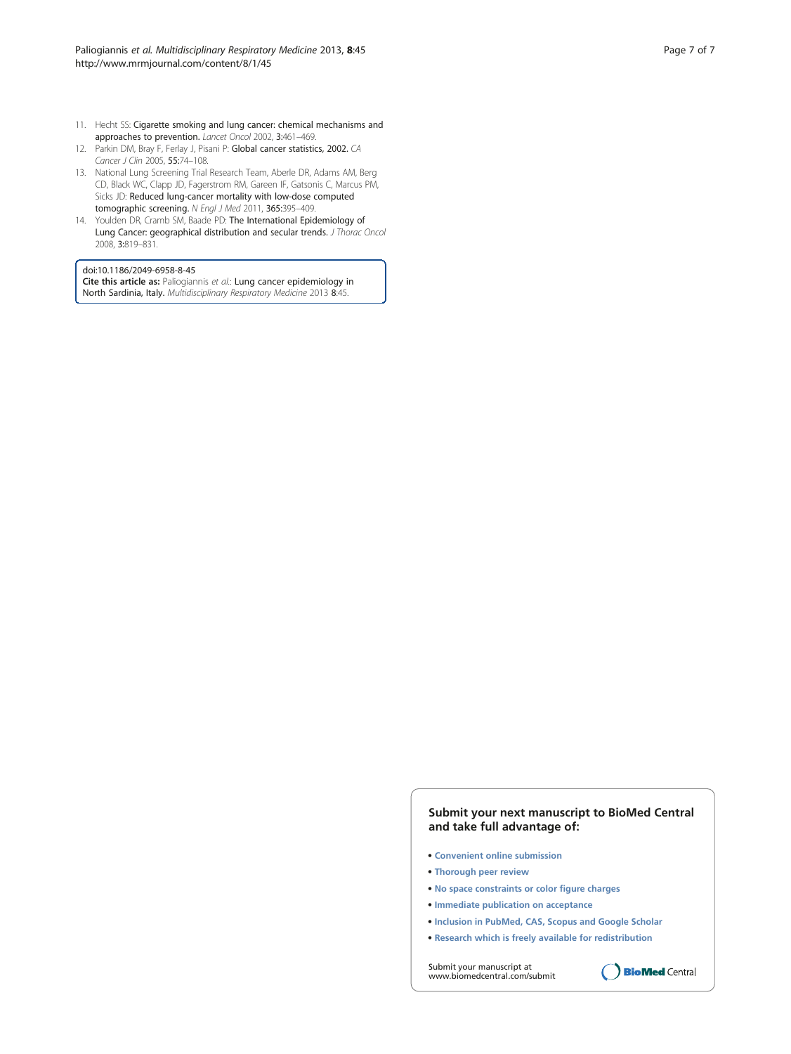11. Hecht SS: **Cigarette smoking and lung cancer: chemical mechanisms and approaches to prevention.** *Lancet Oncol* 2002, **3:**461–469.
12. Parkin DM, Bray F, Ferlay J, Pisani P: **Global cancer statistics, 2002.** *CA Cancer J Clin* 2005, **55:**74–108.
13. National Lung Screening Trial Research Team, Aberle DR, Adams AM, Berg CD, Black WC, Clapp JD, Fagerstrom RM, Gareen IF, Gatsonis C, Marcus PM, Sicks JD: **Reduced lung-cancer mortality with low-dose computed tomographic screening.** *N Engl J Med* 2011, **365:**395–409.
14. Youlden DR, Cramb SM, Baade PD: **The International Epidemiology of Lung Cancer: geographical distribution and secular trends.** *J Thorac Oncol* 2008, **3:**819–831.

doi:10.1186/2049-6958-8-45
**Cite this article as:** Paliogiannis *et al.*: **Lung cancer epidemiology in North Sardinia, Italy.** *Multidisciplinary Respiratory Medicine* 2013 **8**:45.

**Submit your next manuscript to BioMed Central and take full advantage of:**

- **Convenient online submission**
- **Thorough peer review**
- **No space constraints or color figure charges**
- **Immediate publication on acceptance**
- **Inclusion in PubMed, CAS, Scopus and Google Scholar**
- **Research which is freely available for redistribution**

Submit your manuscript at
www.biomedcentral.com/submit

BioMed Central